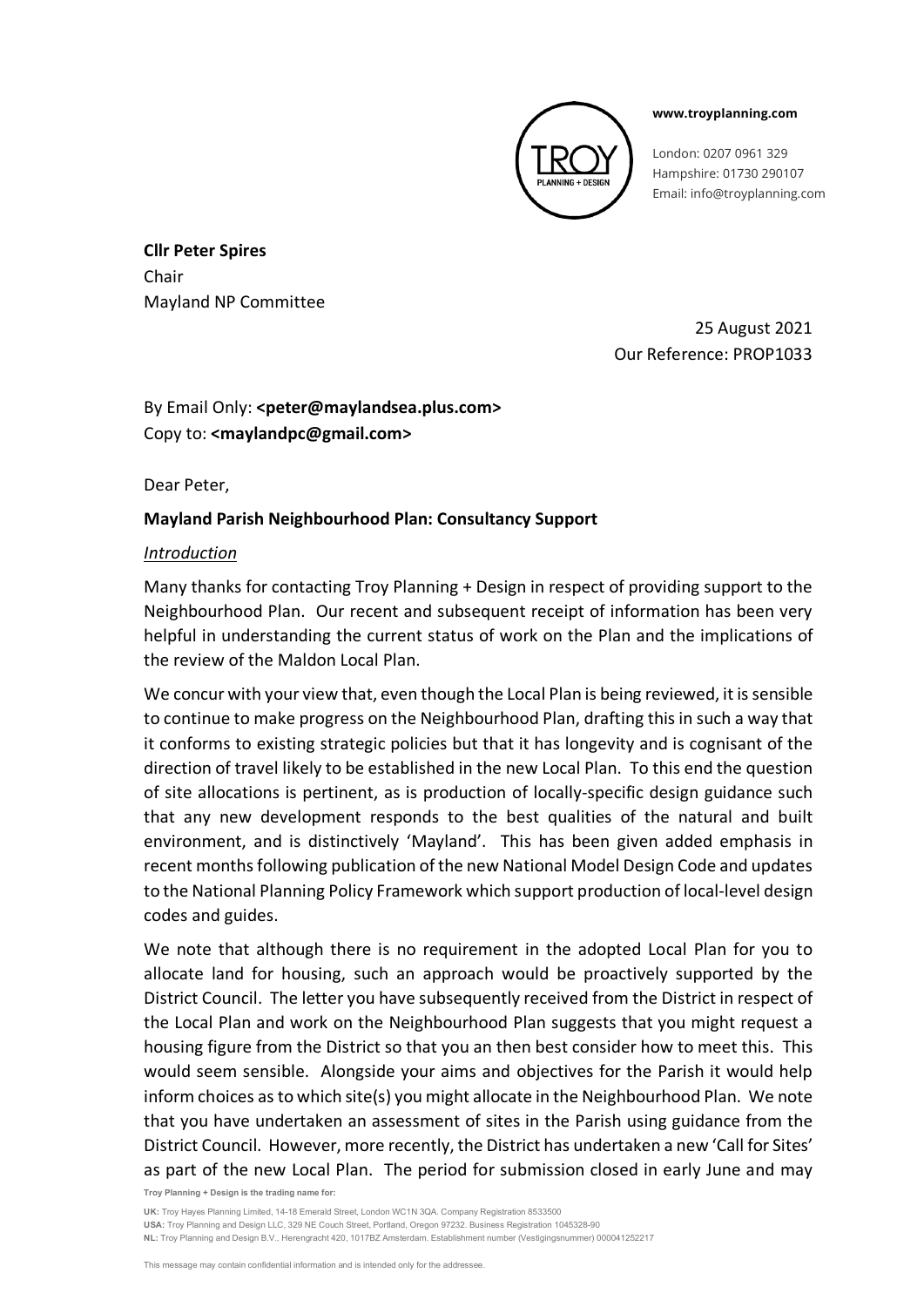www.troyplanning.com

London: 0207 0961 329
Hampshire: 01730 290107
Email: info@troyplanning.com

**Cllr Peter Spires**
Chair
Mayland NP Committee

25 August 2021
Our Reference: PROP1033

By Email Only: **<peter@maylandsea.plus.com>**
Copy to: **<maylandpc@gmail.com>**

Dear Peter,

**Mayland Parish Neighbourhood Plan: Consultancy Support**

*Introduction*

Many thanks for contacting Troy Planning + Design in respect of providing support to the Neighbourhood Plan. Our recent and subsequent receipt of information has been very helpful in understanding the current status of work on the Plan and the implications of the review of the Maldon Local Plan.

We concur with your view that, even though the Local Plan is being reviewed, it is sensible to continue to make progress on the Neighbourhood Plan, drafting this in such a way that it conforms to existing strategic policies but that it has longevity and is cognisant of the direction of travel likely to be established in the new Local Plan. To this end the question of site allocations is pertinent, as is production of locally-specific design guidance such that any new development responds to the best qualities of the natural and built environment, and is distinctively 'Mayland'. This has been given added emphasis in recent months following publication of the new National Model Design Code and updates to the National Planning Policy Framework which support production of local-level design codes and guides.

We note that although there is no requirement in the adopted Local Plan for you to allocate land for housing, such an approach would be proactively supported by the District Council. The letter you have subsequently received from the District in respect of the Local Plan and work on the Neighbourhood Plan suggests that you might request a housing figure from the District so that you an then best consider how to meet this. This would seem sensible. Alongside your aims and objectives for the Parish it would help inform choices as to which site(s) you might allocate in the Neighbourhood Plan. We note that you have undertaken an assessment of sites in the Parish using guidance from the District Council. However, more recently, the District has undertaken a new 'Call for Sites' as part of the new Local Plan. The period for submission closed in early June and may

Troy Planning + Design is the trading name for:

UK: Troy Hayes Planning Limited, 14-18 Emerald Street, London WC1N 3QA. Company Registration 8533500
USA: Troy Planning and Design LLC, 329 NE Couch Street, Portland, Oregon 97232. Business Registration 1045328-90
NL: Troy Planning and Design B.V., Herengracht 420, 1017BZ Amsterdam. Establishment number (Vestigingsnummer) 000041252217

This message may contain confidential information and is intended only for the addressee.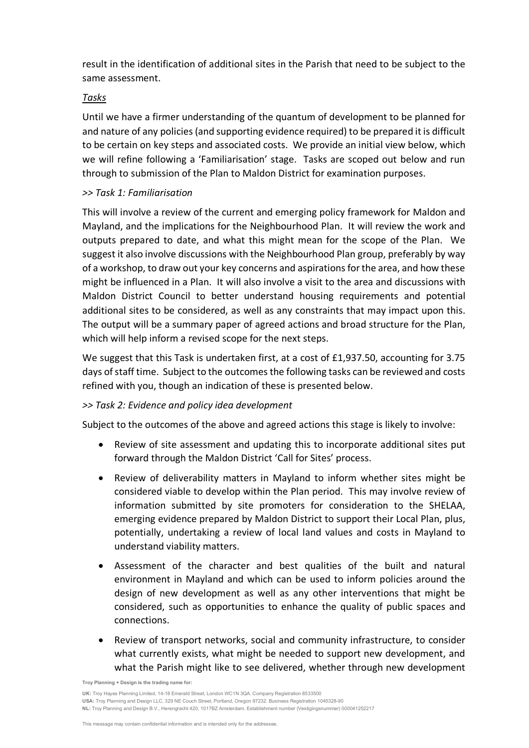result in the identification of additional sites in the Parish that need to be subject to the same assessment.

*Tasks*

Until we have a firmer understanding of the quantum of development to be planned for and nature of any policies (and supporting evidence required) to be prepared it is difficult to be certain on key steps and associated costs. We provide an initial view below, which we will refine following a 'Familiarisation' stage. Tasks are scoped out below and run through to submission of the Plan to Maldon District for examination purposes.

*>> Task 1: Familiarisation*

This will involve a review of the current and emerging policy framework for Maldon and Mayland, and the implications for the Neighbourhood Plan. It will review the work and outputs prepared to date, and what this might mean for the scope of the Plan. We suggest it also involve discussions with the Neighbourhood Plan group, preferably by way of a workshop, to draw out your key concerns and aspirations for the area, and how these might be influenced in a Plan. It will also involve a visit to the area and discussions with Maldon District Council to better understand housing requirements and potential additional sites to be considered, as well as any constraints that may impact upon this. The output will be a summary paper of agreed actions and broad structure for the Plan, which will help inform a revised scope for the next steps.

We suggest that this Task is undertaken first, at a cost of £1,937.50, accounting for 3.75 days of staff time. Subject to the outcomes the following tasks can be reviewed and costs refined with you, though an indication of these is presented below.

*>> Task 2: Evidence and policy idea development*

Subject to the outcomes of the above and agreed actions this stage is likely to involve:

- Review of site assessment and updating this to incorporate additional sites put forward through the Maldon District 'Call for Sites' process.
- Review of deliverability matters in Mayland to inform whether sites might be considered viable to develop within the Plan period. This may involve review of information submitted by site promoters for consideration to the SHELAA, emerging evidence prepared by Maldon District to support their Local Plan, plus, potentially, undertaking a review of local land values and costs in Mayland to understand viability matters.
- Assessment of the character and best qualities of the built and natural environment in Mayland and which can be used to inform policies around the design of new development as well as any other interventions that might be considered, such as opportunities to enhance the quality of public spaces and connections.
- Review of transport networks, social and community infrastructure, to consider what currently exists, what might be needed to support new development, and what the Parish might like to see delivered, whether through new development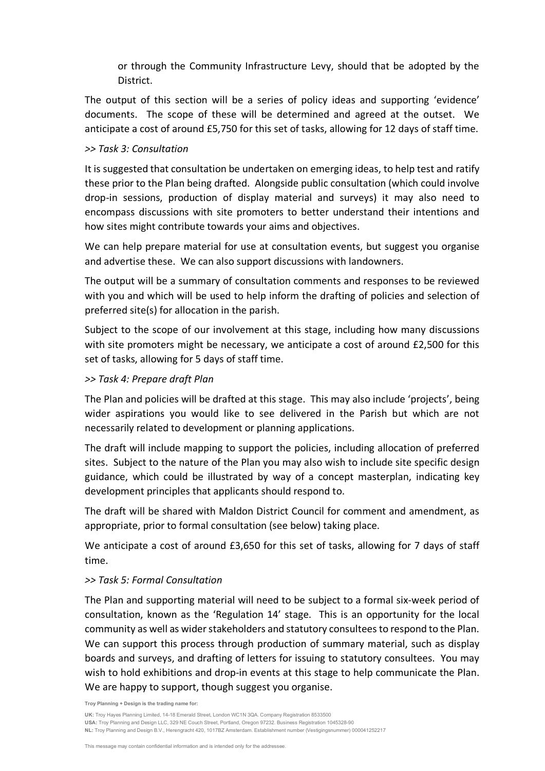or through the Community Infrastructure Levy, should that be adopted by the District.

The output of this section will be a series of policy ideas and supporting 'evidence' documents. The scope of these will be determined and agreed at the outset. We anticipate a cost of around £5,750 for this set of tasks, allowing for 12 days of staff time.

*>> Task 3: Consultation*

It is suggested that consultation be undertaken on emerging ideas, to help test and ratify these prior to the Plan being drafted. Alongside public consultation (which could involve drop-in sessions, production of display material and surveys) it may also need to encompass discussions with site promoters to better understand their intentions and how sites might contribute towards your aims and objectives.

We can help prepare material for use at consultation events, but suggest you organise and advertise these. We can also support discussions with landowners.

The output will be a summary of consultation comments and responses to be reviewed with you and which will be used to help inform the drafting of policies and selection of preferred site(s) for allocation in the parish.

Subject to the scope of our involvement at this stage, including how many discussions with site promoters might be necessary, we anticipate a cost of around £2,500 for this set of tasks, allowing for 5 days of staff time.

*>> Task 4: Prepare draft Plan*

The Plan and policies will be drafted at this stage. This may also include 'projects', being wider aspirations you would like to see delivered in the Parish but which are not necessarily related to development or planning applications.

The draft will include mapping to support the policies, including allocation of preferred sites. Subject to the nature of the Plan you may also wish to include site specific design guidance, which could be illustrated by way of a concept masterplan, indicating key development principles that applicants should respond to.

The draft will be shared with Maldon District Council for comment and amendment, as appropriate, prior to formal consultation (see below) taking place.

We anticipate a cost of around £3,650 for this set of tasks, allowing for 7 days of staff time.

*>> Task 5: Formal Consultation*

The Plan and supporting material will need to be subject to a formal six-week period of consultation, known as the 'Regulation 14' stage. This is an opportunity for the local community as well as wider stakeholders and statutory consultees to respond to the Plan. We can support this process through production of summary material, such as display boards and surveys, and drafting of letters for issuing to statutory consultees. You may wish to hold exhibitions and drop-in events at this stage to help communicate the Plan. We are happy to support, though suggest you organise.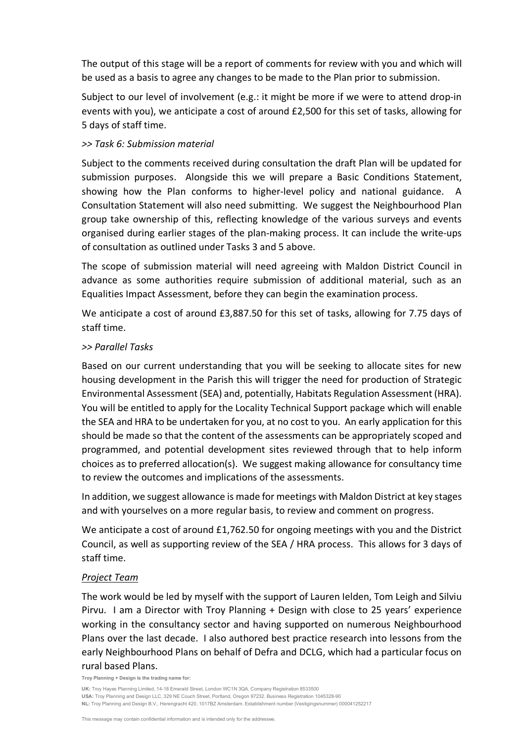The output of this stage will be a report of comments for review with you and which will be used as a basis to agree any changes to be made to the Plan prior to submission.

Subject to our level of involvement (e.g.: it might be more if we were to attend drop-in events with you), we anticipate a cost of around £2,500 for this set of tasks, allowing for 5 days of staff time.

*>> Task 6: Submission material*

Subject to the comments received during consultation the draft Plan will be updated for submission purposes. Alongside this we will prepare a Basic Conditions Statement, showing how the Plan conforms to higher-level policy and national guidance. A Consultation Statement will also need submitting. We suggest the Neighbourhood Plan group take ownership of this, reflecting knowledge of the various surveys and events organised during earlier stages of the plan-making process. It can include the write-ups of consultation as outlined under Tasks 3 and 5 above.

The scope of submission material will need agreeing with Maldon District Council in advance as some authorities require submission of additional material, such as an Equalities Impact Assessment, before they can begin the examination process.

We anticipate a cost of around £3,887.50 for this set of tasks, allowing for 7.75 days of staff time.

*>> Parallel Tasks*

Based on our current understanding that you will be seeking to allocate sites for new housing development in the Parish this will trigger the need for production of Strategic Environmental Assessment (SEA) and, potentially, Habitats Regulation Assessment (HRA). You will be entitled to apply for the Locality Technical Support package which will enable the SEA and HRA to be undertaken for you, at no cost to you. An early application for this should be made so that the content of the assessments can be appropriately scoped and programmed, and potential development sites reviewed through that to help inform choices as to preferred allocation(s). We suggest making allowance for consultancy time to review the outcomes and implications of the assessments.

In addition, we suggest allowance is made for meetings with Maldon District at key stages and with yourselves on a more regular basis, to review and comment on progress.

We anticipate a cost of around £1,762.50 for ongoing meetings with you and the District Council, as well as supporting review of the SEA / HRA process. This allows for 3 days of staff time.

<u>*Project Team*</u>

The work would be led by myself with the support of Lauren Ielden, Tom Leigh and Silviu Pirvu. I am a Director with Troy Planning + Design with close to 25 years' experience working in the consultancy sector and having supported on numerous Neighbourhood Plans over the last decade. I also authored best practice research into lessons from the early Neighbourhood Plans on behalf of Defra and DCLG, which had a particular focus on rural based Plans.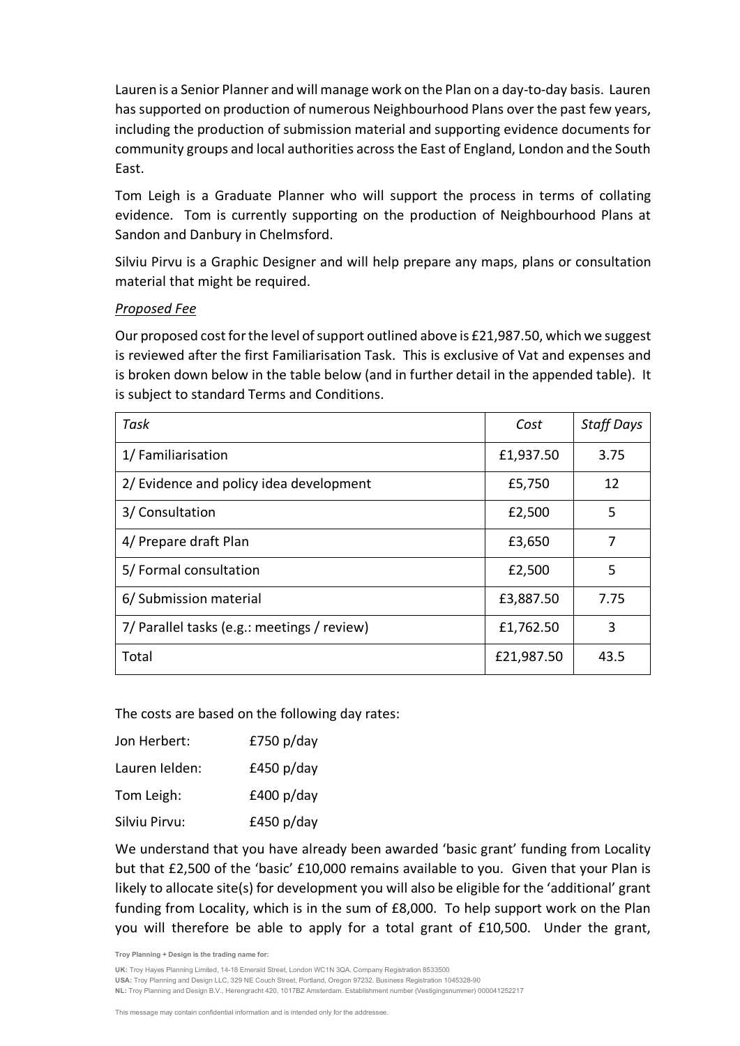Lauren is a Senior Planner and will manage work on the Plan on a day-to-day basis. Lauren has supported on production of numerous Neighbourhood Plans over the past few years, including the production of submission material and supporting evidence documents for community groups and local authorities across the East of England, London and the South East.

Tom Leigh is a Graduate Planner who will support the process in terms of collating evidence. Tom is currently supporting on the production of Neighbourhood Plans at Sandon and Danbury in Chelmsford.

Silviu Pirvu is a Graphic Designer and will help prepare any maps, plans or consultation material that might be required.

*Proposed Fee*

Our proposed cost for the level of support outlined above is £21,987.50, which we suggest is reviewed after the first Familiarisation Task. This is exclusive of Vat and expenses and is broken down below in the table below (and in further detail in the appended table). It is subject to standard Terms and Conditions.

| *Task* | *Cost* | *Staff Days* |
|---|---|---|
| 1/ Familiarisation | £1,937.50 | 3.75 |
| 2/ Evidence and policy idea development | £5,750 | 12 |
| 3/ Consultation | £2,500 | 5 |
| 4/ Prepare draft Plan | £3,650 | 7 |
| 5/ Formal consultation | £2,500 | 5 |
| 6/ Submission material | £3,887.50 | 7.75 |
| 7/ Parallel tasks (e.g.: meetings / review) | £1,762.50 | 3 |
| Total | £21,987.50 | 43.5 |

The costs are based on the following day rates:

Jon Herbert: £750 p/day

Lauren Ielden: £450 p/day

Tom Leigh: £400 p/day

Silviu Pirvu: £450 p/day

We understand that you have already been awarded 'basic grant' funding from Locality but that £2,500 of the 'basic' £10,000 remains available to you. Given that your Plan is likely to allocate site(s) for development you will also be eligible for the 'additional' grant funding from Locality, which is in the sum of £8,000. To help support work on the Plan you will therefore be able to apply for a total grant of £10,500. Under the grant,

**Troy Planning + Design is the trading name for:**

**UK:** Troy Hayes Planning Limited, 14-18 Emerald Street, London WC1N 3QA. Company Registration 8533500
**USA:** Troy Planning and Design LLC, 329 NE Couch Street, Portland, Oregon 97232. Business Registration 1045328-90
**NL:** Troy Planning and Design B.V., Herengracht 420, 1017BZ Amsterdam. Establishment number (Vestigingsnummer) 000041252217

This message may contain confidential information and is intended only for the addressee.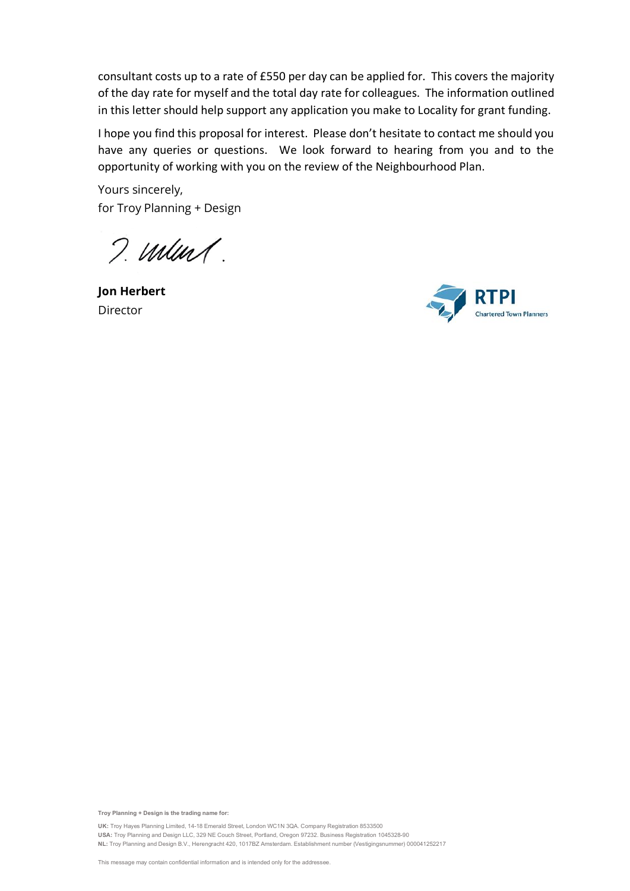consultant costs up to a rate of £550 per day can be applied for. This covers the majority of the day rate for myself and the total day rate for colleagues. The information outlined in this letter should help support any application you make to Locality for grant funding.

I hope you find this proposal for interest. Please don't hesitate to contact me should you have any queries or questions. We look forward to hearing from you and to the opportunity of working with you on the review of the Neighbourhood Plan.

Yours sincerely,
for Troy Planning + Design

**Jon Herbert**
Director

RTPI Chartered Town Planners

**Troy Planning + Design is the trading name for:**

**UK:** Troy Hayes Planning Limited, 14-18 Emerald Street, London WC1N 3QA. Company Registration 8533500
**USA:** Troy Planning and Design LLC, 329 NE Couch Street, Portland, Oregon 97232. Business Registration 1045328-90
**NL:** Troy Planning and Design B.V., Herengracht 420, 1017BZ Amsterdam. Establishment number (Vestigingsnummer) 000041252217

This message may contain confidential information and is intended only for the addressee.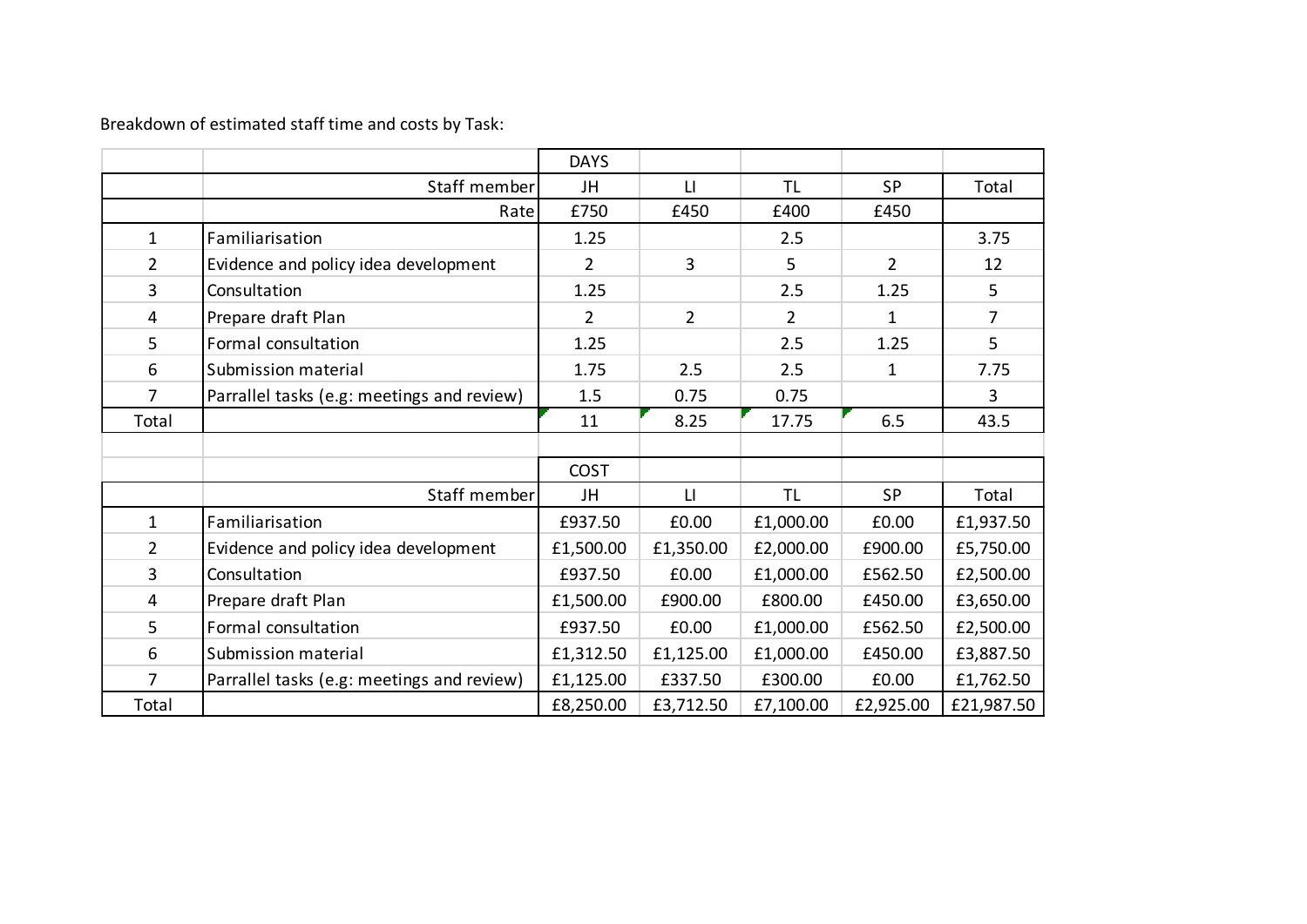Breakdown of estimated staff time and costs by Task:

| | | DAYS | | | | |
|---|---|---|---|---|---|---|
| | Staff member | JH | LI | TL | SP | Total |
| | Rate | £750 | £450 | £400 | £450 | |
| 1 | Familiarisation | 1.25 | | 2.5 | | 3.75 |
| 2 | Evidence and policy idea development | 2 | 3 | 5 | 2 | 12 |
| 3 | Consultation | 1.25 | | 2.5 | 1.25 | 5 |
| 4 | Prepare draft Plan | 2 | 2 | 2 | 1 | 7 |
| 5 | Formal consultation | 1.25 | | 2.5 | 1.25 | 5 |
| 6 | Submission material | 1.75 | 2.5 | 2.5 | 1 | 7.75 |
| 7 | Parrallel tasks (e.g: meetings and review) | 1.5 | 0.75 | 0.75 | | 3 |
| Total | | 11 | 8.25 | 17.75 | 6.5 | 43.5 |

| | | COST | | | | |
|---|---|---|---|---|---|---|
| | Staff member | JH | LI | TL | SP | Total |
| 1 | Familiarisation | £937.50 | £0.00 | £1,000.00 | £0.00 | £1,937.50 |
| 2 | Evidence and policy idea development | £1,500.00 | £1,350.00 | £2,000.00 | £900.00 | £5,750.00 |
| 3 | Consultation | £937.50 | £0.00 | £1,000.00 | £562.50 | £2,500.00 |
| 4 | Prepare draft Plan | £1,500.00 | £900.00 | £800.00 | £450.00 | £3,650.00 |
| 5 | Formal consultation | £937.50 | £0.00 | £1,000.00 | £562.50 | £2,500.00 |
| 6 | Submission material | £1,312.50 | £1,125.00 | £1,000.00 | £450.00 | £3,887.50 |
| 7 | Parrallel tasks (e.g: meetings and review) | £1,125.00 | £337.50 | £300.00 | £0.00 | £1,762.50 |
| Total | | £8,250.00 | £3,712.50 | £7,100.00 | £2,925.00 | £21,987.50 |